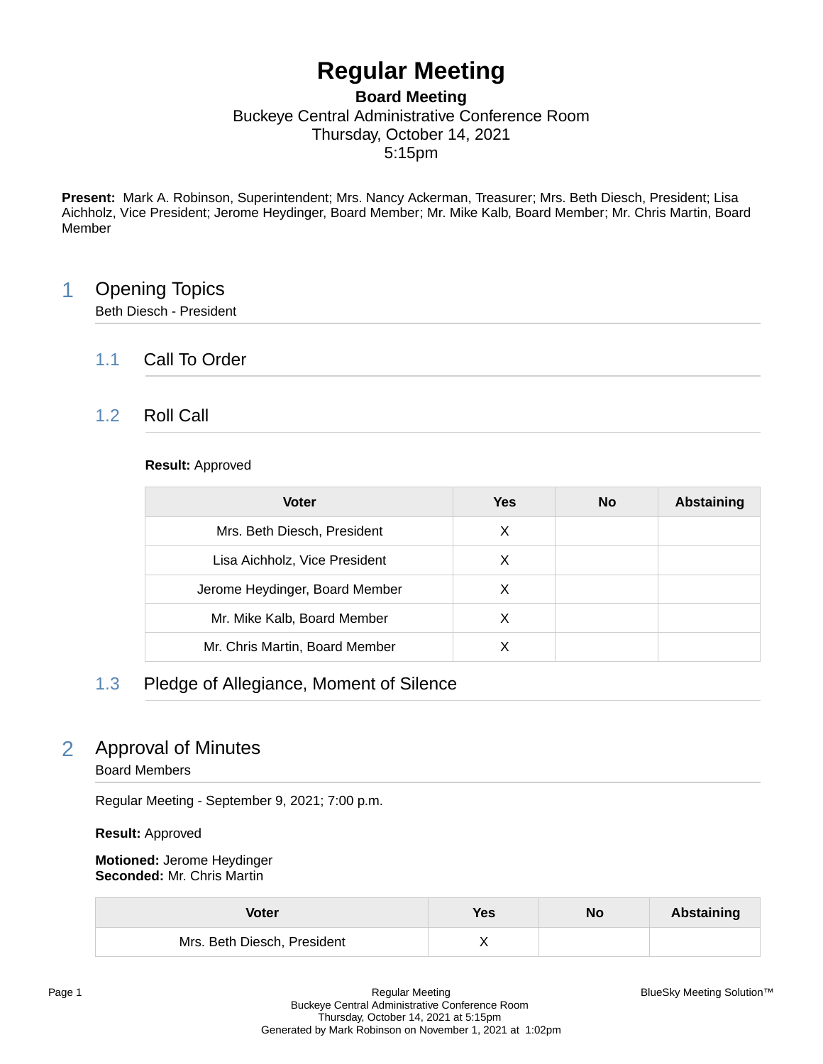# Regular Meeting

**Board Meeting**
Buckeye Central Administrative Conference Room
Thursday, October 14, 2021
5:15pm

**Present:** Mark A. Robinson, Superintendent; Mrs. Nancy Ackerman, Treasurer; Mrs. Beth Diesch, President; Lisa Aichholz, Vice President; Jerome Heydinger, Board Member; Mr. Mike Kalb, Board Member; Mr. Chris Martin, Board Member

## 1 Opening Topics

Beth Diesch - President

### 1.1 Call To Order

### 1.2 Roll Call

**Result:** Approved

| Voter | Yes | No | Abstaining |
|---|---|---|---|
| Mrs. Beth Diesch, President | X | | |
| Lisa Aichholz, Vice President | X | | |
| Jerome Heydinger, Board Member | X | | |
| Mr. Mike Kalb, Board Member | X | | |
| Mr. Chris Martin, Board Member | X | | |

### 1.3 Pledge of Allegiance, Moment of Silence

## 2 Approval of Minutes

Board Members

Regular Meeting - September 9, 2021; 7:00 p.m.

**Result:** Approved

**Motioned:** Jerome Heydinger
**Seconded:** Mr. Chris Martin

| Voter | Yes | No | Abstaining |
|---|---|---|---|
| Mrs. Beth Diesch, President | X | | |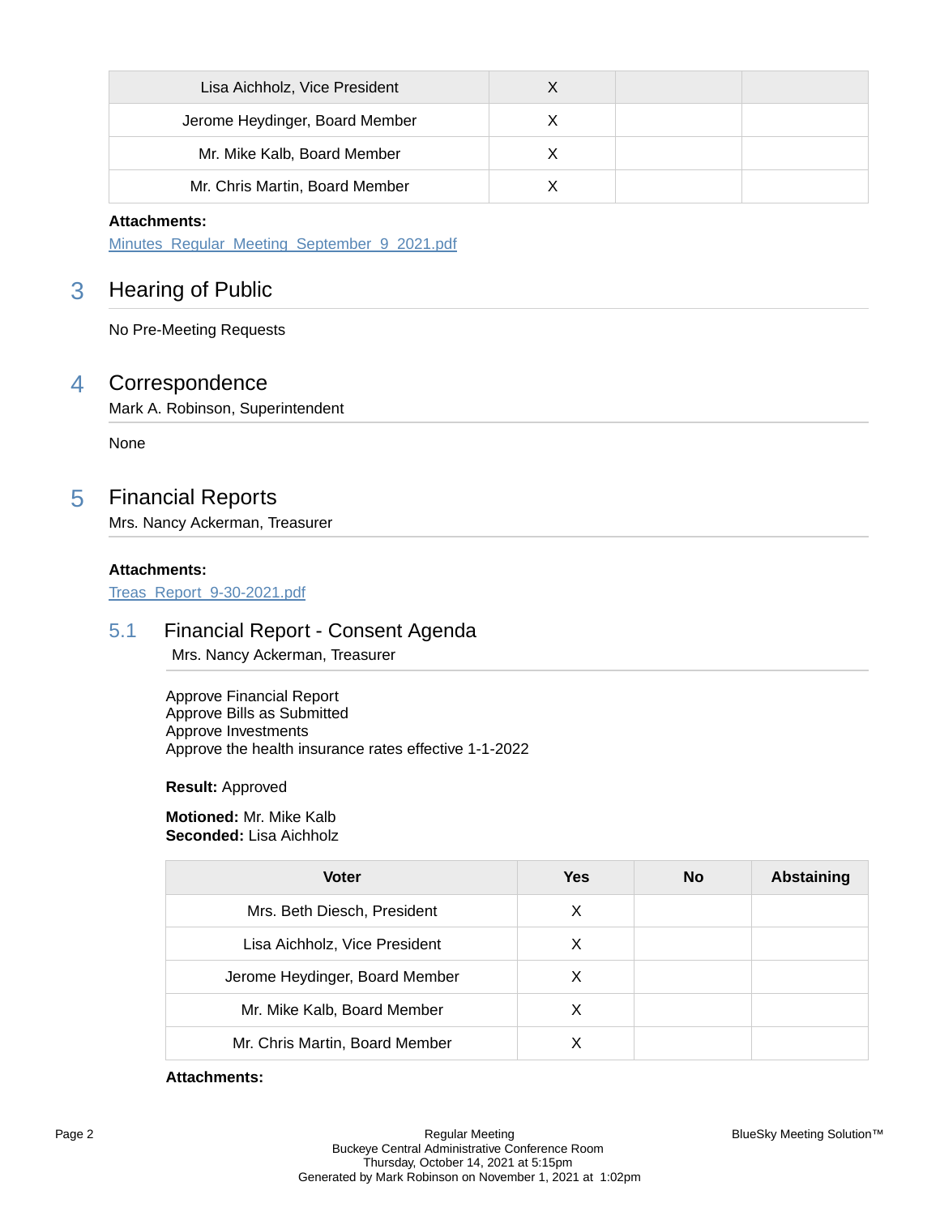| Lisa Aichholz, Vice President | X | | |
|---|---|---|---|
| Jerome Heydinger, Board Member | X | | |
| Mr. Mike Kalb, Board Member | X | | |
| Mr. Chris Martin, Board Member | X | | |

**Attachments:**

Minutes_Regular_Meeting_September_9_2021.pdf

## 3 Hearing of Public

No Pre-Meeting Requests

## 4 Correspondence

Mark A. Robinson, Superintendent

None

## 5 Financial Reports

Mrs. Nancy Ackerman, Treasurer

**Attachments:**

Treas_Report_9-30-2021.pdf

### 5.1 Financial Report - Consent Agenda

Mrs. Nancy Ackerman, Treasurer

Approve Financial Report
Approve Bills as Submitted
Approve Investments
Approve the health insurance rates effective 1-1-2022

**Result:** Approved

**Motioned:** Mr. Mike Kalb
**Seconded:** Lisa Aichholz

| Voter | Yes | No | Abstaining |
|---|---|---|---|
| Mrs. Beth Diesch, President | X | | |
| Lisa Aichholz, Vice President | X | | |
| Jerome Heydinger, Board Member | X | | |
| Mr. Mike Kalb, Board Member | X | | |
| Mr. Chris Martin, Board Member | X | | |

**Attachments:**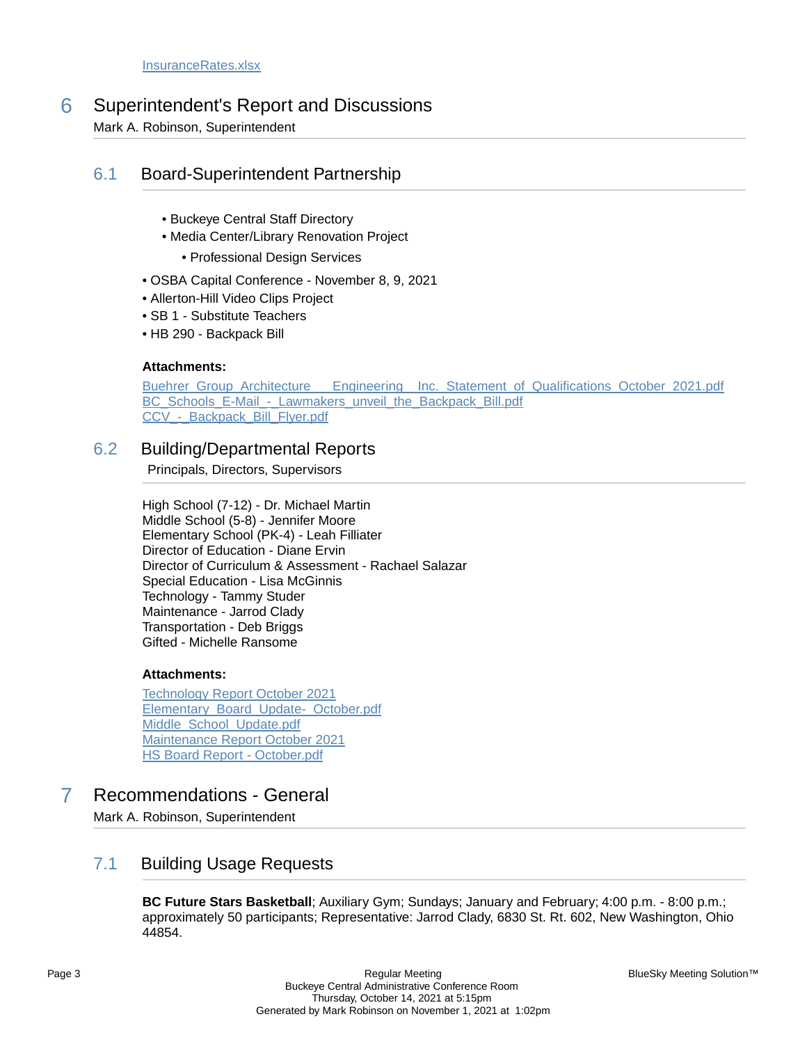[InsuranceRates.xlsx](InsuranceRates.xlsx)

# 6 Superintendent's Report and Discussions

Mark A. Robinson, Superintendent

## 6.1 Board-Superintendent Partnership

- Buckeye Central Staff Directory
- Media Center/Library Renovation Project
  - Professional Design Services

- OSBA Capital Conference - November 8, 9, 2021
- Allerton-Hill Video Clips Project
- SB 1 - Substitute Teachers
- HB 290 - Backpack Bill

**Attachments:**

Buehrer_Group_Architecture___Engineering__Inc._Statement_of_Qualifications_October_2021.pdf
BC_Schools_E-Mail_-_Lawmakers_unveil_the_Backpack_Bill.pdf
CCV_-_Backpack_Bill_Flyer.pdf

## 6.2 Building/Departmental Reports

Principals, Directors, Supervisors

High School (7-12) - Dr. Michael Martin
Middle School (5-8) - Jennifer Moore
Elementary School (PK-4) - Leah Filliater
Director of Education - Diane Ervin
Director of Curriculum & Assessment - Rachael Salazar
Special Education - Lisa McGinnis
Technology - Tammy Studer
Maintenance - Jarrod Clady
Transportation - Deb Briggs
Gifted - Michelle Ransome

**Attachments:**

Technology Report October 2021
Elementary_Board_Update-_October.pdf
Middle_School_Update.pdf
Maintenance Report October 2021
HS Board Report - October.pdf

# 7 Recommendations - General

Mark A. Robinson, Superintendent

## 7.1 Building Usage Requests

**BC Future Stars Basketball**; Auxiliary Gym; Sundays; January and February; 4:00 p.m. - 8:00 p.m.; approximately 50 participants; Representative: Jarrod Clady, 6830 St. Rt. 602, New Washington, Ohio 44854.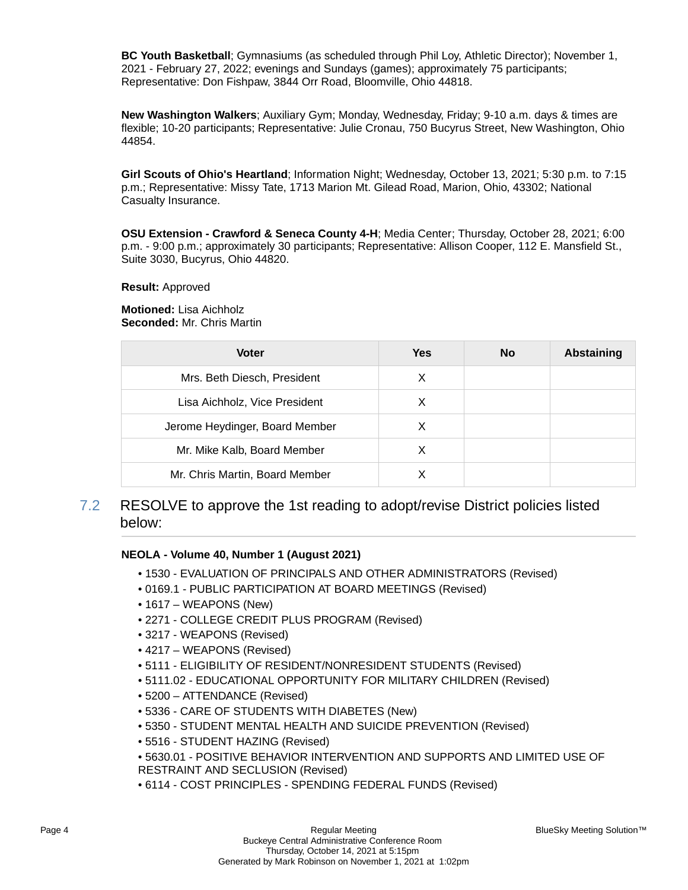**BC Youth Basketball**; Gymnasiums (as scheduled through Phil Loy, Athletic Director); November 1, 2021 - February 27, 2022; evenings and Sundays (games); approximately 75 participants; Representative: Don Fishpaw, 3844 Orr Road, Bloomville, Ohio 44818.

**New Washington Walkers**; Auxiliary Gym; Monday, Wednesday, Friday; 9-10 a.m. days & times are flexible; 10-20 participants; Representative: Julie Cronau, 750 Bucyrus Street, New Washington, Ohio 44854.

**Girl Scouts of Ohio's Heartland**; Information Night; Wednesday, October 13, 2021; 5:30 p.m. to 7:15 p.m.; Representative: Missy Tate, 1713 Marion Mt. Gilead Road, Marion, Ohio, 43302; National Casualty Insurance.

**OSU Extension - Crawford & Seneca County 4-H**; Media Center; Thursday, October 28, 2021; 6:00 p.m. - 9:00 p.m.; approximately 30 participants; Representative: Allison Cooper, 112 E. Mansfield St., Suite 3030, Bucyrus, Ohio 44820.

**Result:** Approved

**Motioned:** Lisa Aichholz
**Seconded:** Mr. Chris Martin

| Voter | Yes | No | Abstaining |
|---|---|---|---|
| Mrs. Beth Diesch, President | X | | |
| Lisa Aichholz, Vice President | X | | |
| Jerome Heydinger, Board Member | X | | |
| Mr. Mike Kalb, Board Member | X | | |
| Mr. Chris Martin, Board Member | X | | |

## 7.2 RESOLVE to approve the 1st reading to adopt/revise District policies listed below:

**NEOLA - Volume 40, Number 1 (August 2021)**

- 1530 - EVALUATION OF PRINCIPALS AND OTHER ADMINISTRATORS (Revised)
- 0169.1 - PUBLIC PARTICIPATION AT BOARD MEETINGS (Revised)
- 1617 – WEAPONS (New)
- 2271 - COLLEGE CREDIT PLUS PROGRAM (Revised)
- 3217 - WEAPONS (Revised)
- 4217 – WEAPONS (Revised)
- 5111 - ELIGIBILITY OF RESIDENT/NONRESIDENT STUDENTS (Revised)
- 5111.02 - EDUCATIONAL OPPORTUNITY FOR MILITARY CHILDREN (Revised)
- 5200 – ATTENDANCE (Revised)
- 5336 - CARE OF STUDENTS WITH DIABETES (New)
- 5350 - STUDENT MENTAL HEALTH AND SUICIDE PREVENTION (Revised)
- 5516 - STUDENT HAZING (Revised)
- 5630.01 - POSITIVE BEHAVIOR INTERVENTION AND SUPPORTS AND LIMITED USE OF RESTRAINT AND SECLUSION (Revised)
- 6114 - COST PRINCIPLES - SPENDING FEDERAL FUNDS (Revised)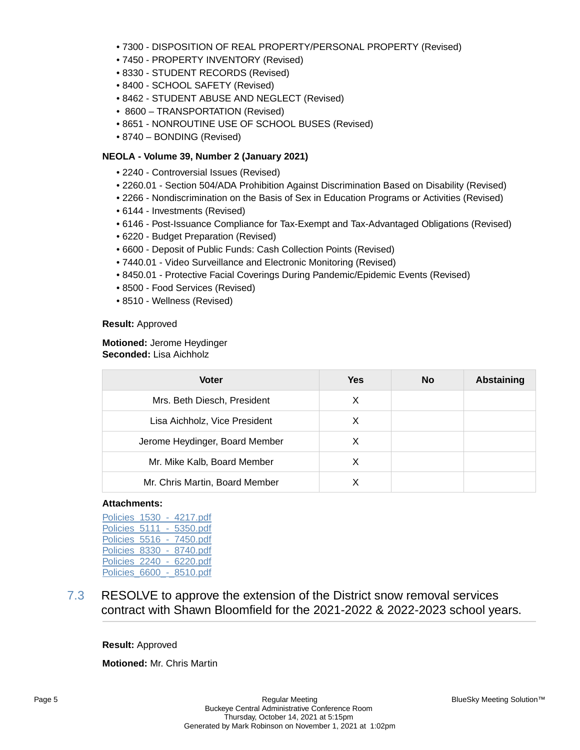- 7300 - DISPOSITION OF REAL PROPERTY/PERSONAL PROPERTY (Revised)
- 7450 - PROPERTY INVENTORY (Revised)
- 8330 - STUDENT RECORDS (Revised)
- 8400 - SCHOOL SAFETY (Revised)
- 8462 - STUDENT ABUSE AND NEGLECT (Revised)
- 8600 – TRANSPORTATION (Revised)
- 8651 - NONROUTINE USE OF SCHOOL BUSES (Revised)
- 8740 – BONDING (Revised)

**NEOLA - Volume 39, Number 2 (January 2021)**

- 2240 - Controversial Issues (Revised)
- 2260.01 - Section 504/ADA Prohibition Against Discrimination Based on Disability (Revised)
- 2266 - Nondiscrimination on the Basis of Sex in Education Programs or Activities (Revised)
- 6144 - Investments (Revised)
- 6146 - Post-Issuance Compliance for Tax-Exempt and Tax-Advantaged Obligations (Revised)
- 6220 - Budget Preparation (Revised)
- 6600 - Deposit of Public Funds: Cash Collection Points (Revised)
- 7440.01 - Video Surveillance and Electronic Monitoring (Revised)
- 8450.01 - Protective Facial Coverings During Pandemic/Epidemic Events (Revised)
- 8500 - Food Services (Revised)
- 8510 - Wellness (Revised)

**Result:** Approved

**Motioned:** Jerome Heydinger
**Seconded:** Lisa Aichholz

| Voter | Yes | No | Abstaining |
|---|---|---|---|
| Mrs. Beth Diesch, President | X | | |
| Lisa Aichholz, Vice President | X | | |
| Jerome Heydinger, Board Member | X | | |
| Mr. Mike Kalb, Board Member | X | | |
| Mr. Chris Martin, Board Member | X | | |

**Attachments:**

Policies_1530_-_4217.pdf
Policies_5111_-_5350.pdf
Policies_5516_-_7450.pdf
Policies_8330_-_8740.pdf
Policies_2240_-_6220.pdf
Policies_6600_-_8510.pdf

## 7.3 RESOLVE to approve the extension of the District snow removal services contract with Shawn Bloomfield for the 2021-2022 & 2022-2023 school years.

**Result:** Approved

**Motioned:** Mr. Chris Martin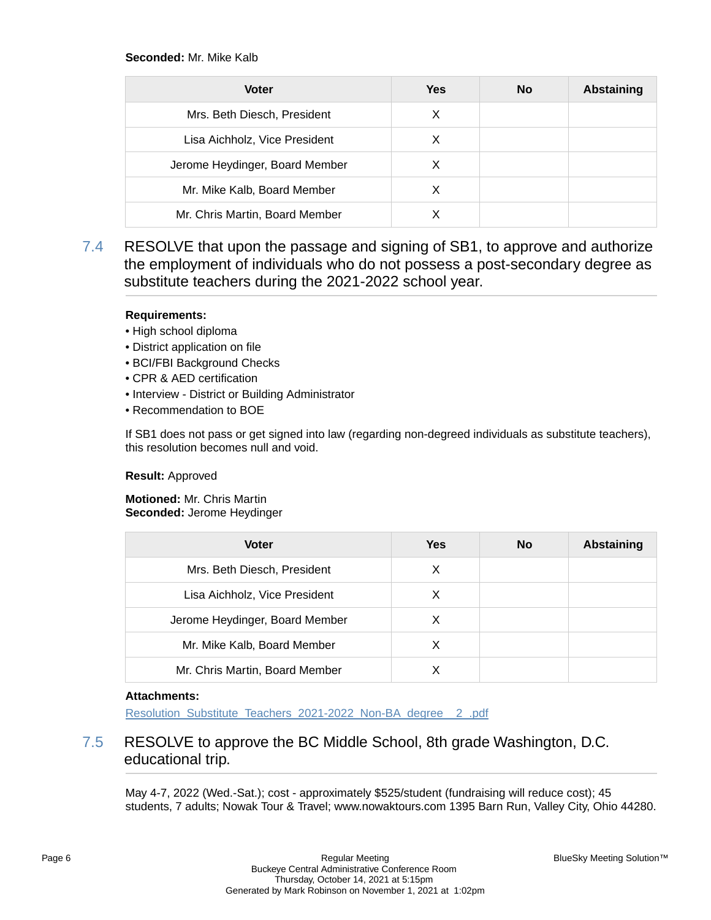**Seconded:** Mr. Mike Kalb

| Voter | Yes | No | Abstaining |
|---|---|---|---|
| Mrs. Beth Diesch, President | X | | |
| Lisa Aichholz, Vice President | X | | |
| Jerome Heydinger, Board Member | X | | |
| Mr. Mike Kalb, Board Member | X | | |
| Mr. Chris Martin, Board Member | X | | |

## 7.4 RESOLVE that upon the passage and signing of SB1, to approve and authorize the employment of individuals who do not possess a post-secondary degree as substitute teachers during the 2021-2022 school year.

**Requirements:**

- High school diploma
- District application on file
- BCI/FBI Background Checks
- CPR & AED certification
- Interview - District or Building Administrator
- Recommendation to BOE

If SB1 does not pass or get signed into law (regarding non-degreed individuals as substitute teachers), this resolution becomes null and void.

**Result:** Approved

**Motioned:** Mr. Chris Martin
**Seconded:** Jerome Heydinger

| Voter | Yes | No | Abstaining |
|---|---|---|---|
| Mrs. Beth Diesch, President | X | | |
| Lisa Aichholz, Vice President | X | | |
| Jerome Heydinger, Board Member | X | | |
| Mr. Mike Kalb, Board Member | X | | |
| Mr. Chris Martin, Board Member | X | | |

**Attachments:**

Resolution_Substitute_Teachers_2021-2022_Non-BA_degree__2_.pdf

## 7.5 RESOLVE to approve the BC Middle School, 8th grade Washington, D.C. educational trip.

May 4-7, 2022 (Wed.-Sat.); cost - approximately $525/student (fundraising will reduce cost); 45 students, 7 adults; Nowak Tour & Travel; www.nowaktours.com 1395 Barn Run, Valley City, Ohio 44280.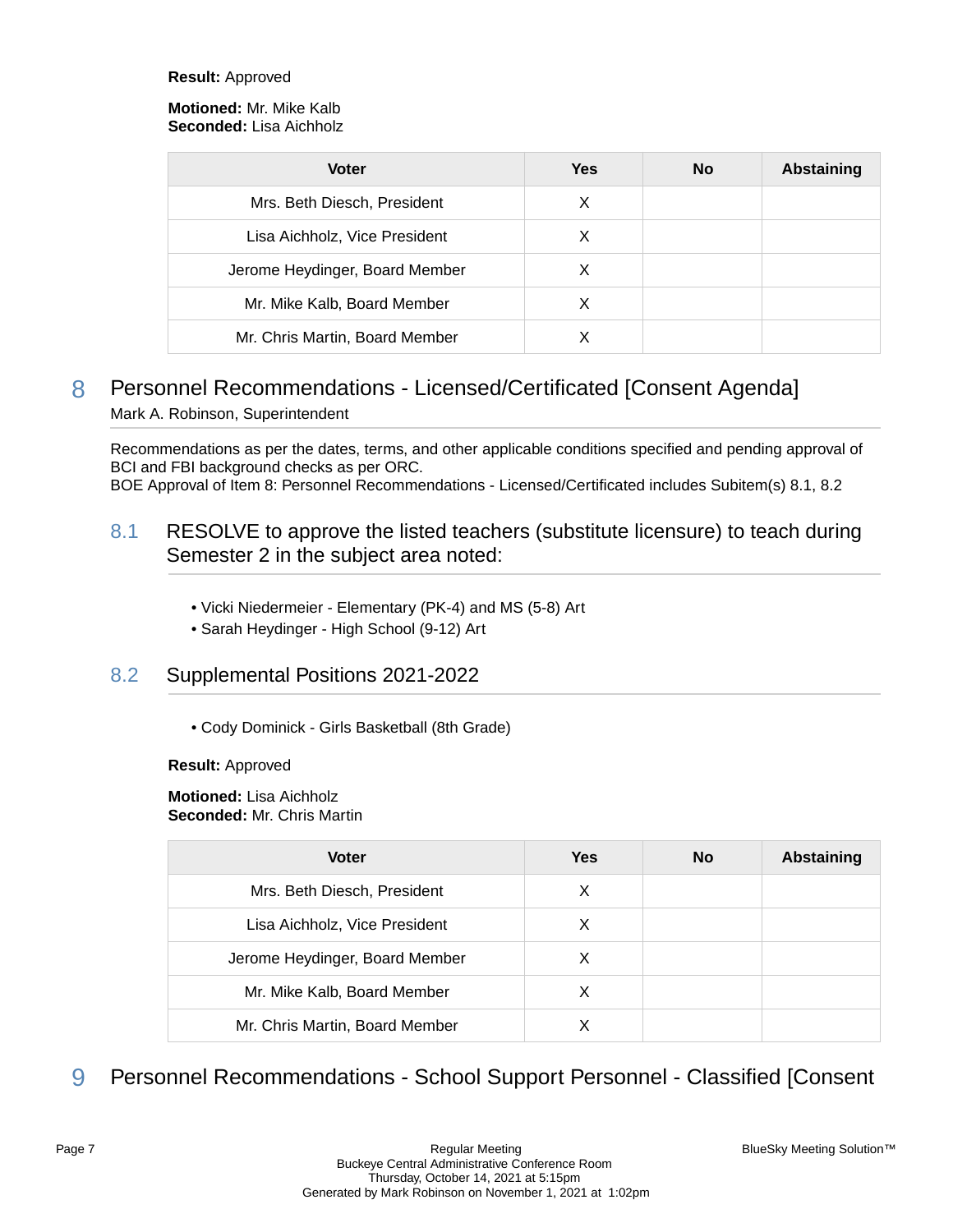**Result:** Approved

**Motioned:** Mr. Mike Kalb
**Seconded:** Lisa Aichholz

| Voter | Yes | No | Abstaining |
|---|---|---|---|
| Mrs. Beth Diesch, President | X | | |
| Lisa Aichholz, Vice President | X | | |
| Jerome Heydinger, Board Member | X | | |
| Mr. Mike Kalb, Board Member | X | | |
| Mr. Chris Martin, Board Member | X | | |

## 8 Personnel Recommendations - Licensed/Certificated [Consent Agenda]

Mark A. Robinson, Superintendent

Recommendations as per the dates, terms, and other applicable conditions specified and pending approval of BCI and FBI background checks as per ORC.
BOE Approval of Item 8: Personnel Recommendations - Licensed/Certificated includes Subitem(s) 8.1, 8.2

### 8.1 RESOLVE to approve the listed teachers (substitute licensure) to teach during Semester 2 in the subject area noted:

- Vicki Niedermeier - Elementary (PK-4) and MS (5-8) Art
- Sarah Heydinger - High School (9-12) Art

### 8.2 Supplemental Positions 2021-2022

- Cody Dominick - Girls Basketball (8th Grade)

**Result:** Approved

**Motioned:** Lisa Aichholz
**Seconded:** Mr. Chris Martin

| Voter | Yes | No | Abstaining |
|---|---|---|---|
| Mrs. Beth Diesch, President | X | | |
| Lisa Aichholz, Vice President | X | | |
| Jerome Heydinger, Board Member | X | | |
| Mr. Mike Kalb, Board Member | X | | |
| Mr. Chris Martin, Board Member | X | | |

## 9 Personnel Recommendations - School Support Personnel - Classified [Consent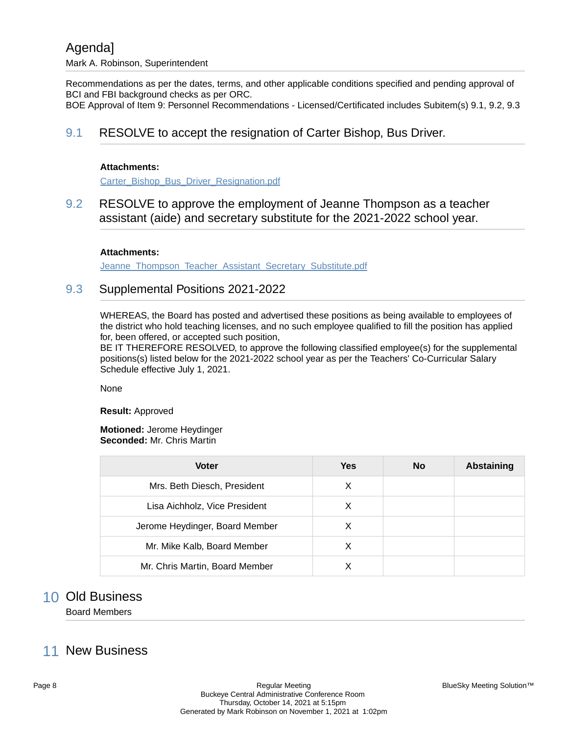# Agenda]

Mark A. Robinson, Superintendent

Recommendations as per the dates, terms, and other applicable conditions specified and pending approval of BCI and FBI background checks as per ORC.
BOE Approval of Item 9: Personnel Recommendations - Licensed/Certificated includes Subitem(s) 9.1, 9.2, 9.3

## 9.1 RESOLVE to accept the resignation of Carter Bishop, Bus Driver.

**Attachments:**
Carter_Bishop_Bus_Driver_Resignation.pdf

## 9.2 RESOLVE to approve the employment of Jeanne Thompson as a teacher assistant (aide) and secretary substitute for the 2021-2022 school year.

**Attachments:**
Jeanne_Thompson_Teacher_Assistant_Secretary_Substitute.pdf

## 9.3 Supplemental Positions 2021-2022

WHEREAS, the Board has posted and advertised these positions as being available to employees of the district who hold teaching licenses, and no such employee qualified to fill the position has applied for, been offered, or accepted such position,
BE IT THEREFORE RESOLVED, to approve the following classified employee(s) for the supplemental positions(s) listed below for the 2021-2022 school year as per the Teachers' Co-Curricular Salary Schedule effective July 1, 2021.

None

**Result:** Approved

**Motioned:** Jerome Heydinger
**Seconded:** Mr. Chris Martin

| Voter | Yes | No | Abstaining |
|---|---|---|---|
| Mrs. Beth Diesch, President | X | | |
| Lisa Aichholz, Vice President | X | | |
| Jerome Heydinger, Board Member | X | | |
| Mr. Mike Kalb, Board Member | X | | |
| Mr. Chris Martin, Board Member | X | | |

# 10 Old Business

Board Members

# 11 New Business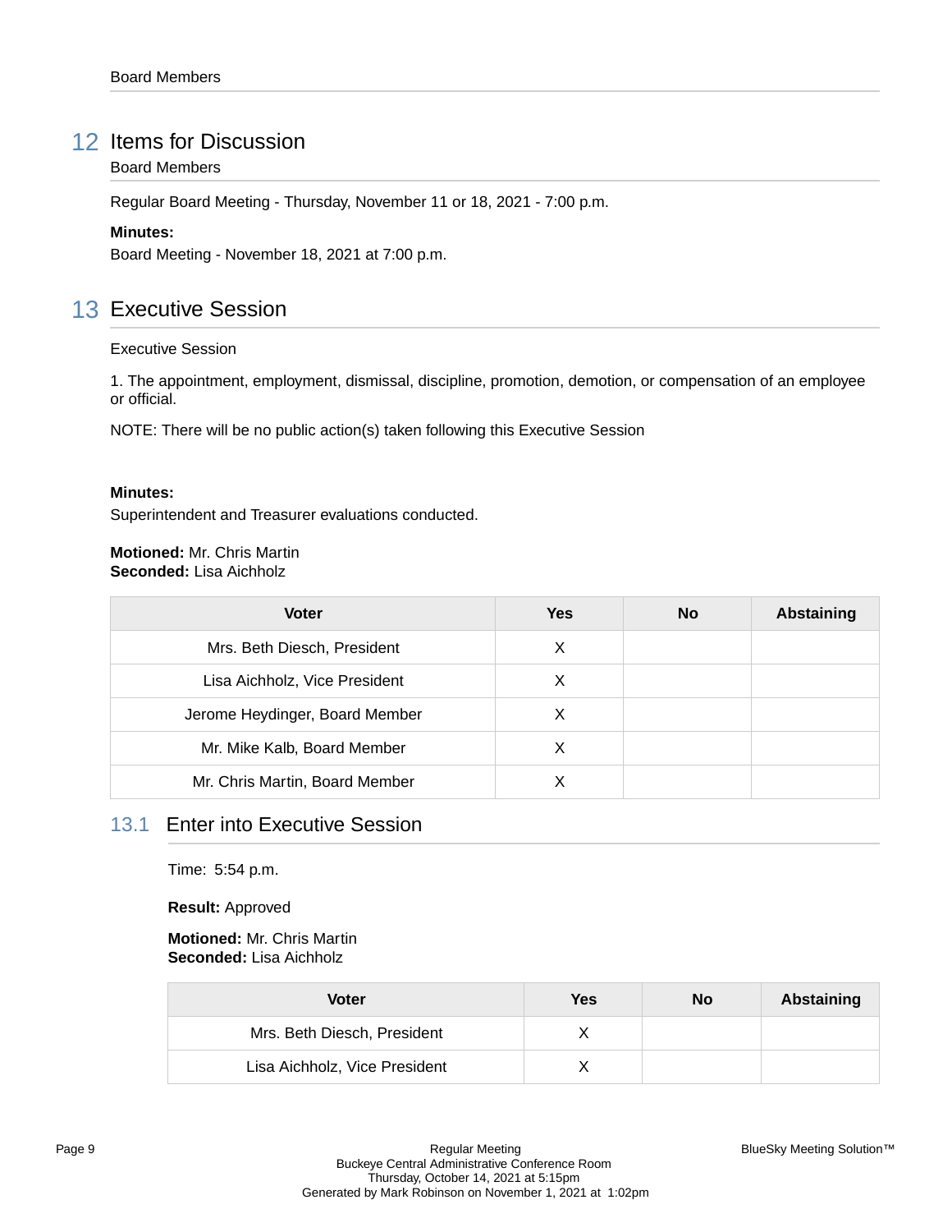Board Members

## 12 Items for Discussion

Board Members

Regular Board Meeting - Thursday, November 11 or 18, 2021 - 7:00 p.m.

**Minutes:**
Board Meeting - November 18, 2021 at 7:00 p.m.

## 13 Executive Session

Executive Session

1. The appointment, employment, dismissal, discipline, promotion, demotion, or compensation of an employee or official.

NOTE: There will be no public action(s) taken following this Executive Session

**Minutes:**
Superintendent and Treasurer evaluations conducted.

**Motioned:** Mr. Chris Martin
**Seconded:** Lisa Aichholz

| Voter | Yes | No | Abstaining |
|---|---|---|---|
| Mrs. Beth Diesch, President | X | | |
| Lisa Aichholz, Vice President | X | | |
| Jerome Heydinger, Board Member | X | | |
| Mr. Mike Kalb, Board Member | X | | |
| Mr. Chris Martin, Board Member | X | | |

### 13.1 Enter into Executive Session

Time: 5:54 p.m.

**Result:** Approved

**Motioned:** Mr. Chris Martin
**Seconded:** Lisa Aichholz

| Voter | Yes | No | Abstaining |
|---|---|---|---|
| Mrs. Beth Diesch, President | X | | |
| Lisa Aichholz, Vice President | X | | |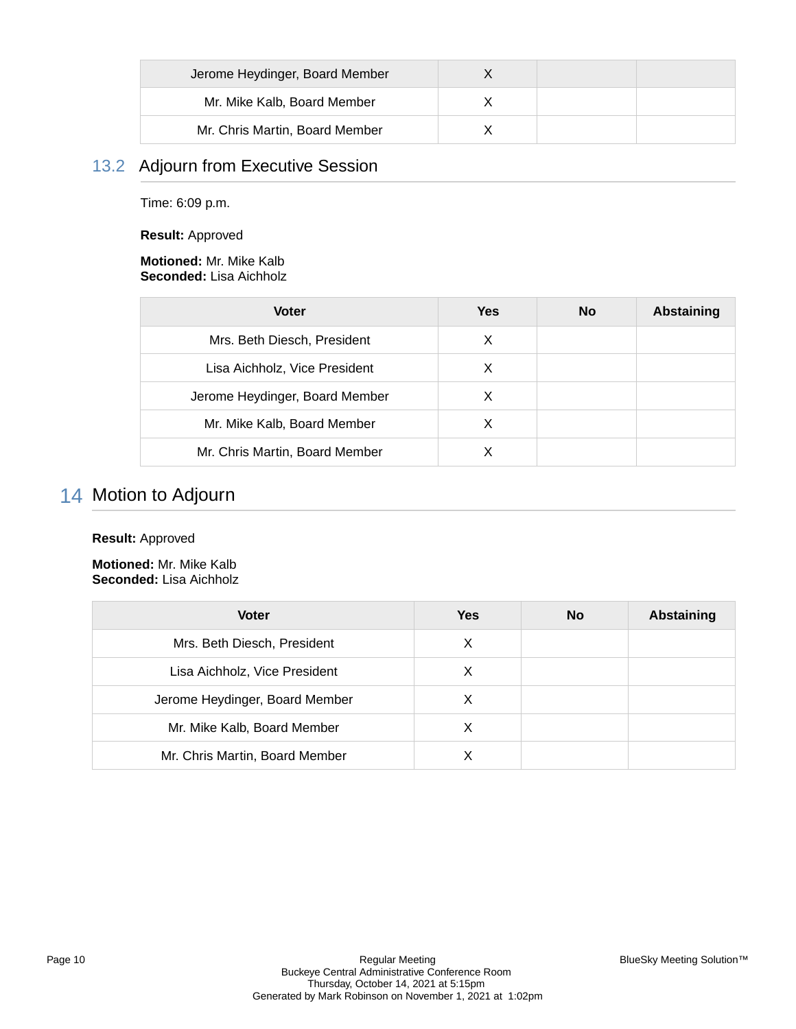| | | | |
|---|---|---|---|
| Jerome Heydinger, Board Member | X | | |
| Mr. Mike Kalb, Board Member | X | | |
| Mr. Chris Martin, Board Member | X | | |

### 13.2 Adjourn from Executive Session

Time: 6:09 p.m.

**Result:** Approved

**Motioned:** Mr. Mike Kalb
**Seconded:** Lisa Aichholz

| Voter | Yes | No | Abstaining |
|---|---|---|---|
| Mrs. Beth Diesch, President | X | | |
| Lisa Aichholz, Vice President | X | | |
| Jerome Heydinger, Board Member | X | | |
| Mr. Mike Kalb, Board Member | X | | |
| Mr. Chris Martin, Board Member | X | | |

## 14 Motion to Adjourn

**Result:** Approved

**Motioned:** Mr. Mike Kalb
**Seconded:** Lisa Aichholz

| Voter | Yes | No | Abstaining |
|---|---|---|---|
| Mrs. Beth Diesch, President | X | | |
| Lisa Aichholz, Vice President | X | | |
| Jerome Heydinger, Board Member | X | | |
| Mr. Mike Kalb, Board Member | X | | |
| Mr. Chris Martin, Board Member | X | | |